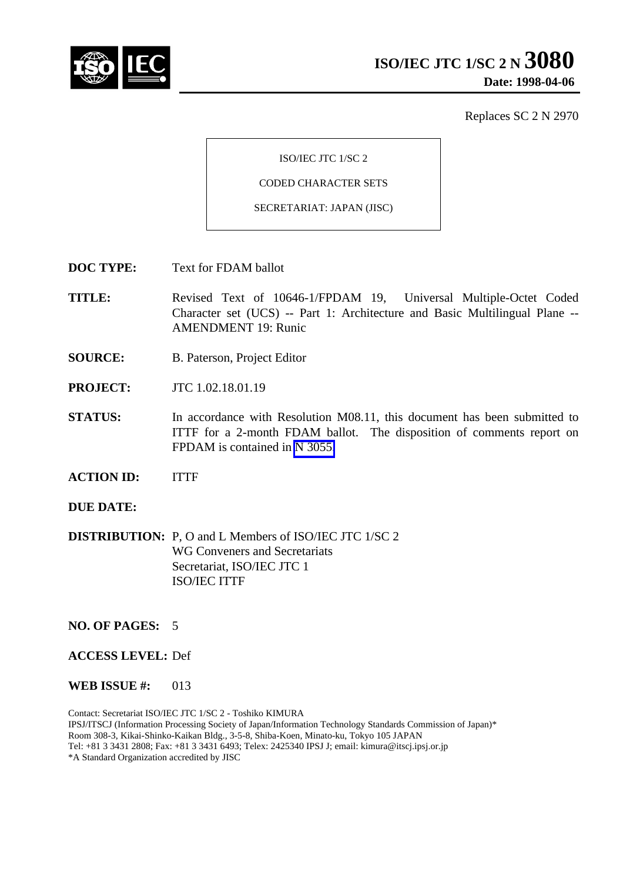# ISO/IEC JTC 1/SC 2 N 3080

**Date: 1998-04-06**

Replaces SC 2 N 2970

ISO/IEC JTC 1/SC 2

CODED CHARACTER SETS

SECRETARIAT: JAPAN (JISC)

**DOC TYPE:** Text for FDAM ballot

**TITLE:** Revised Text of 10646-1/FPDAM 19, Universal Multiple-Octet Coded Character set (UCS) -- Part 1: Architecture and Basic Multilingual Plane -- AMENDMENT 19: Runic

**SOURCE:** B. Paterson, Project Editor

**PROJECT:** JTC 1.02.18.01.19

**STATUS:** In accordance with Resolution M08.11, this document has been submitted to ITTF for a 2-month FDAM ballot. The disposition of comments report on FPDAM is contained in N 3055

**ACTION ID:** ITTF

**DUE DATE:**

**DISTRIBUTION:** P, O and L Members of ISO/IEC JTC 1/SC 2
WG Conveners and Secretariats
Secretariat, ISO/IEC JTC 1
ISO/IEC ITTF

**NO. OF PAGES:** 5

**ACCESS LEVEL:** Def

**WEB ISSUE #:** 013

Contact: Secretariat ISO/IEC JTC 1/SC 2 - Toshiko KIMURA
IPSJ/ITSCJ (Information Processing Society of Japan/Information Technology Standards Commission of Japan)*
Room 308-3, Kikai-Shinko-Kaikan Bldg., 3-5-8, Shiba-Koen, Minato-ku, Tokyo 105 JAPAN
Tel: +81 3 3431 2808; Fax: +81 3 3431 6493; Telex: 2425340 IPSJ J; email: kimura@itscj.ipsj.or.jp
*A Standard Organization accredited by JISC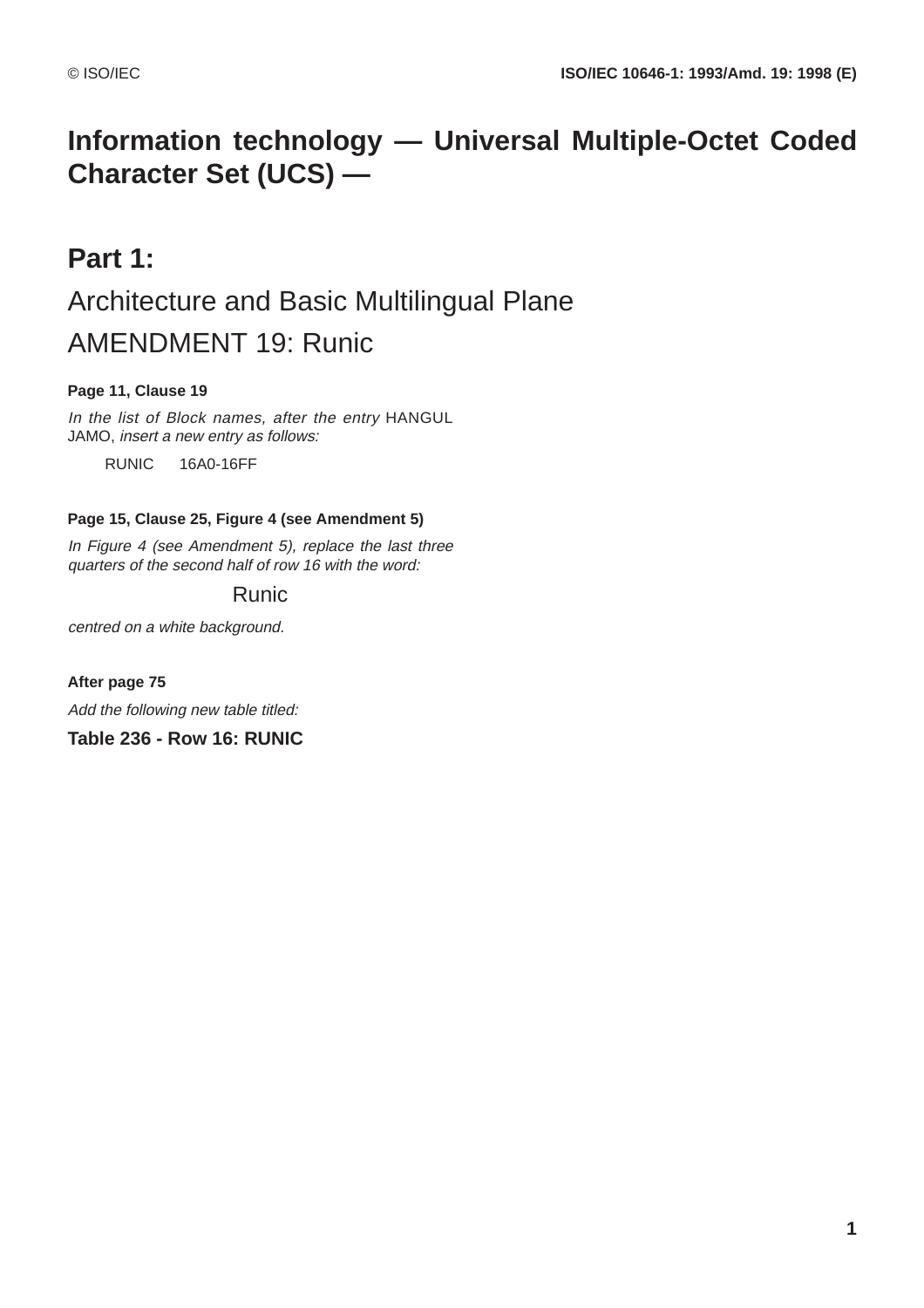# Information technology — Universal Multiple-Octet Coded Character Set (UCS) —

## Part 1:

## Architecture and Basic Multilingual Plane

## AMENDMENT 19: Runic

**Page 11, Clause 19**

*In the list of Block names, after the entry* HANGUL JAMO, *insert a new entry as follows:*

RUNIC 16A0-16FF

**Page 15, Clause 25, Figure 4 (see Amendment 5)**

*In Figure 4 (see Amendment 5), replace the last three quarters of the second half of row 16 with the word:*

Runic

*centred on a white background.*

**After page 75**

*Add the following new table titled:*

**Table 236 - Row 16: RUNIC**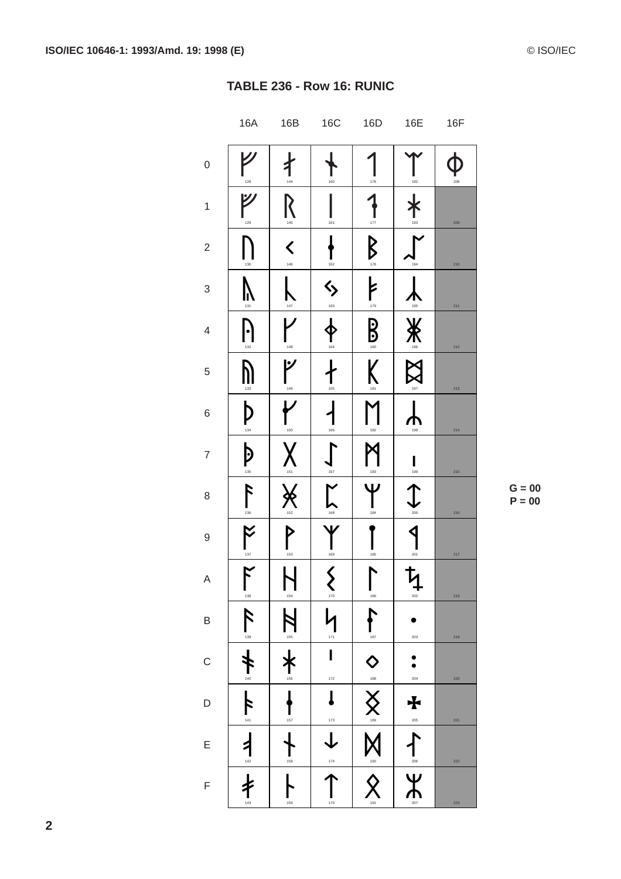## TABLE 236 - Row 16: RUNIC

| | 16A | 16B | 16C | 16D | 16E | 16F |
|---|---|---|---|---|---|---|
| 0 | ᚠ 128 | ᚰ 144 | ᛀ 160 | ᛐ 176 | ᛠ 192 | ᛰ 208 |
| 1 | ᚡ 129 | ᚱ 145 | ᛁ 161 | ᛑ 177 | ᛡ 193 | 209 |
| 2 | ᚢ 130 | ᚲ 146 | ᛂ 162 | ᛒ 178 | ᛢ 194 | 210 |
| 3 | ᚣ 131 | ᚳ 147 | ᛃ 163 | ᛓ 179 | ᛣ 195 | 211 |
| 4 | ᚤ 132 | ᚴ 148 | ᛄ 164 | ᛔ 180 | ᛤ 196 | 212 |
| 5 | ᚥ 133 | ᚵ 149 | ᛅ 165 | ᛕ 181 | ᛥ 197 | 213 |
| 6 | ᚦ 134 | ᚶ 150 | ᛆ 166 | ᛖ 182 | ᛦ 198 | 214 |
| 7 | ᚧ 135 | ᚷ 151 | ᛇ 167 | ᛗ 183 | ᛧ 199 | 215 |
| 8 | ᚨ 136 | ᚸ 152 | ᛈ 168 | ᛘ 184 | ᛨ 200 | 216 |
| 9 | ᚩ 137 | ᚹ 153 | ᛉ 169 | ᛙ 185 | ᛩ 201 | 217 |
| A | ᚪ 138 | ᚺ 154 | ᛊ 170 | ᛚ 186 | ᛪ 202 | 218 |
| B | ᚫ 139 | ᚻ 155 | ᛋ 171 | ᛛ 187 | ᛫ 203 | 219 |
| C | ᚬ 140 | ᚼ 156 | ᛌ 172 | ᛜ 188 | ᛬ 204 | 220 |
| D | ᚭ 141 | ᚽ 157 | ᛍ 173 | ᛝ 189 | ᛭ 205 | 221 |
| E | ᚮ 142 | ᚾ 158 | ᛎ 174 | ᛞ 190 | ᛮ 206 | 222 |
| F | ᚯ 143 | ᚿ 159 | ᛏ 175 | ᛟ 191 | ᛯ 207 | 223 |

G = 00
P = 00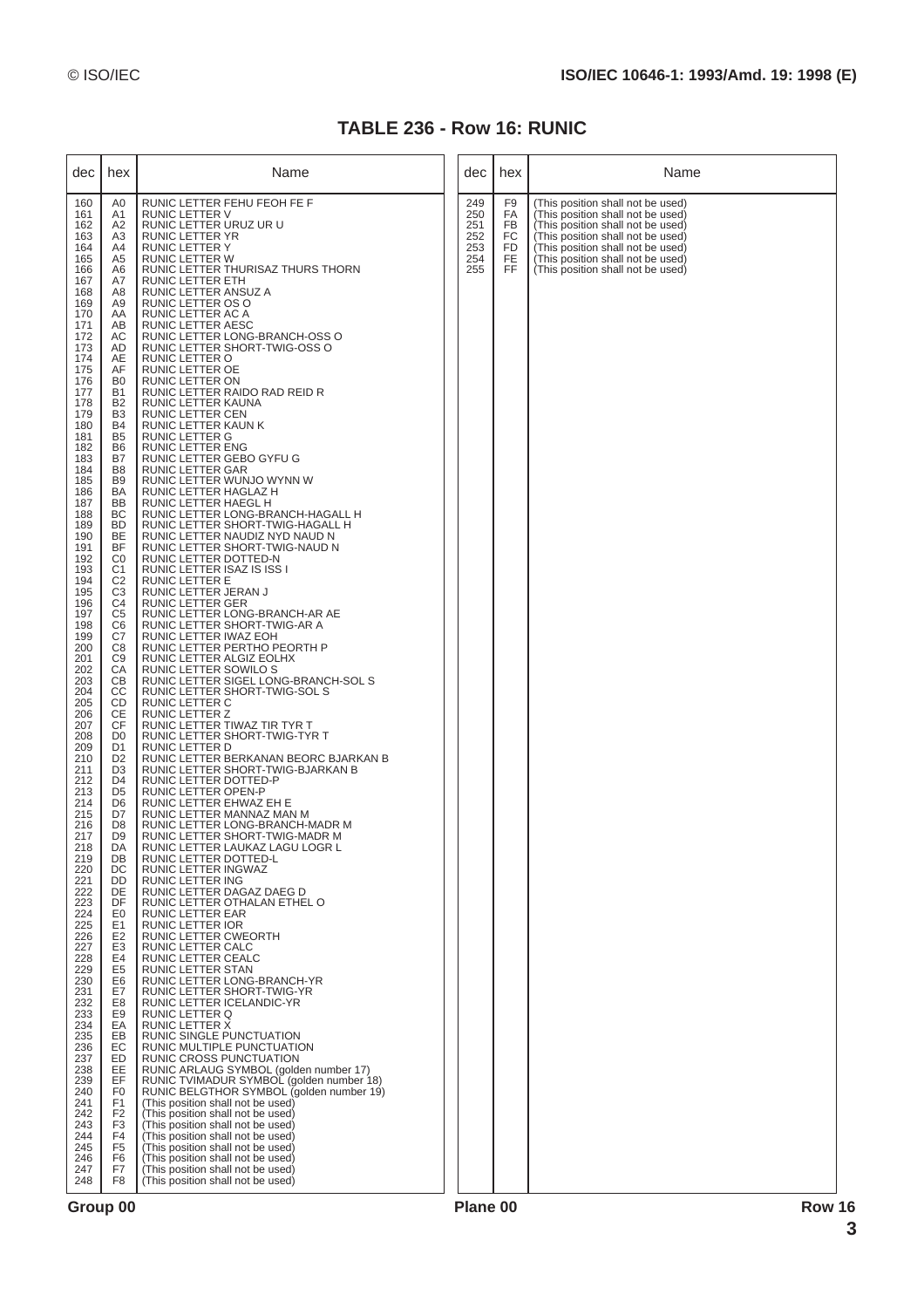## TABLE 236 - Row 16: RUNIC

| dec | hex | Name |
|---|---|---|
| 160 | A0 | RUNIC LETTER FEHU FEOH FE F |
| 161 | A1 | RUNIC LETTER V |
| 162 | A2 | RUNIC LETTER URUZ UR U |
| 163 | A3 | RUNIC LETTER YR |
| 164 | A4 | RUNIC LETTER Y |
| 165 | A5 | RUNIC LETTER W |
| 166 | A6 | RUNIC LETTER THURISAZ THURS THORN |
| 167 | A7 | RUNIC LETTER ETH |
| 168 | A8 | RUNIC LETTER ANSUZ A |
| 169 | A9 | RUNIC LETTER OS O |
| 170 | AA | RUNIC LETTER AC A |
| 171 | AB | RUNIC LETTER AESC |
| 172 | AC | RUNIC LETTER LONG-BRANCH-OSS O |
| 173 | AD | RUNIC LETTER SHORT-TWIG-OSS O |
| 174 | AE | RUNIC LETTER O |
| 175 | AF | RUNIC LETTER OE |
| 176 | B0 | RUNIC LETTER ON |
| 177 | B1 | RUNIC LETTER RAIDO RAD REID R |
| 178 | B2 | RUNIC LETTER KAUNA |
| 179 | B3 | RUNIC LETTER CEN |
| 180 | B4 | RUNIC LETTER KAUN K |
| 181 | B5 | RUNIC LETTER G |
| 182 | B6 | RUNIC LETTER ENG |
| 183 | B7 | RUNIC LETTER GEBO GYFU G |
| 184 | B8 | RUNIC LETTER GAR |
| 185 | B9 | RUNIC LETTER WUNJO WYNN W |
| 186 | BA | RUNIC LETTER HAGLAZ H |
| 187 | BB | RUNIC LETTER HAEGL H |
| 188 | BC | RUNIC LETTER LONG-BRANCH-HAGALL H |
| 189 | BD | RUNIC LETTER SHORT-TWIG-HAGALL H |
| 190 | BE | RUNIC LETTER NAUDIZ NYD NAUD N |
| 191 | BF | RUNIC LETTER SHORT-TWIG-NAUD N |
| 192 | C0 | RUNIC LETTER DOTTED-N |
| 193 | C1 | RUNIC LETTER ISAZ IS ISS I |
| 194 | C2 | RUNIC LETTER E |
| 195 | C3 | RUNIC LETTER JERAN J |
| 196 | C4 | RUNIC LETTER GER |
| 197 | C5 | RUNIC LETTER LONG-BRANCH-AR AE |
| 198 | C6 | RUNIC LETTER SHORT-TWIG-AR A |
| 199 | C7 | RUNIC LETTER IWAZ EOH |
| 200 | C8 | RUNIC LETTER PERTHO PEORTH P |
| 201 | C9 | RUNIC LETTER ALGIZ EOLHX |
| 202 | CA | RUNIC LETTER SOWILO S |
| 203 | CB | RUNIC LETTER SIGEL LONG-BRANCH-SOL S |
| 204 | CC | RUNIC LETTER SHORT-TWIG-SOL S |
| 205 | CD | RUNIC LETTER C |
| 206 | CE | RUNIC LETTER Z |
| 207 | CF | RUNIC LETTER TIWAZ TIR TYR T |
| 208 | D0 | RUNIC LETTER SHORT-TWIG-TYR T |
| 209 | D1 | RUNIC LETTER D |
| 210 | D2 | RUNIC LETTER BERKANAN BEORC BJARKAN B |
| 211 | D3 | RUNIC LETTER SHORT-TWIG-BJARKAN B |
| 212 | D4 | RUNIC LETTER DOTTED-P |
| 213 | D5 | RUNIC LETTER OPEN-P |
| 214 | D6 | RUNIC LETTER EHWAZ EH E |
| 215 | D7 | RUNIC LETTER MANNAZ MAN M |
| 216 | D8 | RUNIC LETTER LONG-BRANCH-MADR M |
| 217 | D9 | RUNIC LETTER SHORT-TWIG-MADR M |
| 218 | DA | RUNIC LETTER LAUKAZ LAGU LOGR L |
| 219 | DB | RUNIC LETTER DOTTED-L |
| 220 | DC | RUNIC LETTER INGWAZ |
| 221 | DD | RUNIC LETTER ING |
| 222 | DE | RUNIC LETTER DAGAZ DAEG D |
| 223 | DF | RUNIC LETTER OTHALAN ETHEL O |
| 224 | E0 | RUNIC LETTER EAR |
| 225 | E1 | RUNIC LETTER IOR |
| 226 | E2 | RUNIC LETTER CWEORTH |
| 227 | E3 | RUNIC LETTER CALC |
| 228 | E4 | RUNIC LETTER CEALC |
| 229 | E5 | RUNIC LETTER STAN |
| 230 | E6 | RUNIC LETTER LONG-BRANCH-YR |
| 231 | E7 | RUNIC LETTER SHORT-TWIG-YR |
| 232 | E8 | RUNIC LETTER ICELANDIC-YR |
| 233 | E9 | RUNIC LETTER Q |
| 234 | EA | RUNIC LETTER X |
| 235 | EB | RUNIC SINGLE PUNCTUATION |
| 236 | EC | RUNIC MULTIPLE PUNCTUATION |
| 237 | ED | RUNIC CROSS PUNCTUATION |
| 238 | EE | RUNIC ARLAUG SYMBOL (golden number 17) |
| 239 | EF | RUNIC TVIMADUR SYMBOL (golden number 18) |
| 240 | F0 | RUNIC BELGTHOR SYMBOL (golden number 19) |
| 241 | F1 | (This position shall not be used) |
| 242 | F2 | (This position shall not be used) |
| 243 | F3 | (This position shall not be used) |
| 244 | F4 | (This position shall not be used) |
| 245 | F5 | (This position shall not be used) |
| 246 | F6 | (This position shall not be used) |
| 247 | F7 | (This position shall not be used) |
| 248 | F8 | (This position shall not be used) |
| 249 | F9 | (This position shall not be used) |
| 250 | FA | (This position shall not be used) |
| 251 | FB | (This position shall not be used) |
| 252 | FC | (This position shall not be used) |
| 253 | FD | (This position shall not be used) |
| 254 | FE | (This position shall not be used) |
| 255 | FF | (This position shall not be used) |

Group 00 Plane 00 Row 16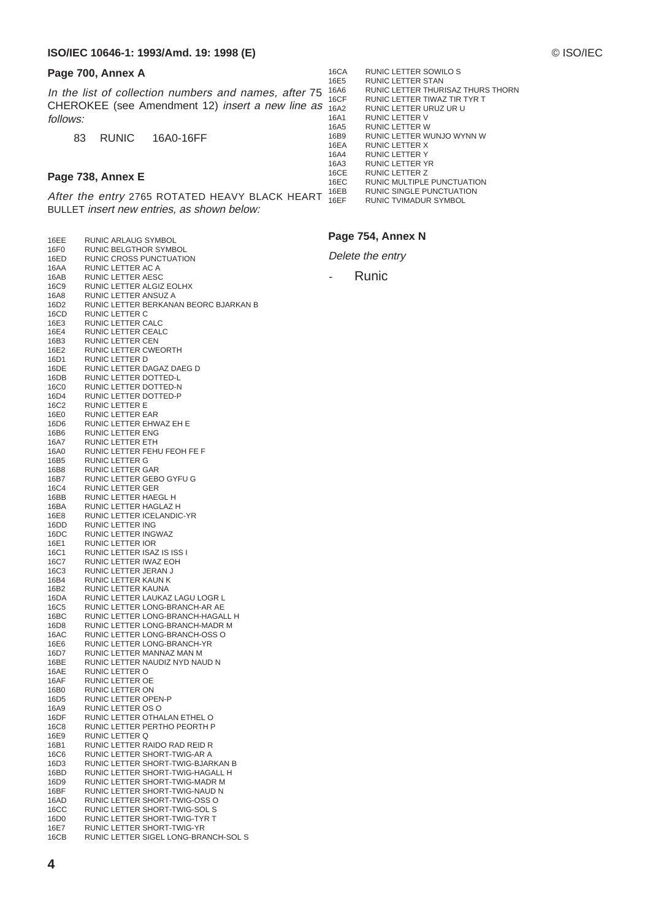## Page 700, Annex A

*In the list of collection numbers and names, after* 75 CHEROKEE (see Amendment 12) *insert a new line as follows:*

83 RUNIC 16A0-16FF

## Page 738, Annex E

*After the entry* 2765 ROTATED HEAVY BLACK HEART BULLET *insert new entries, as shown below:*

| | |
|---|---|
| 16EE | RUNIC ARLAUG SYMBOL |
| 16F0 | RUNIC BELGTHOR SYMBOL |
| 16ED | RUNIC CROSS PUNCTUATION |
| 16AA | RUNIC LETTER AC A |
| 16AB | RUNIC LETTER AESC |
| 16C9 | RUNIC LETTER ALGIZ EOLHX |
| 16A8 | RUNIC LETTER ANSUZ A |
| 16D2 | RUNIC LETTER BERKANAN BEORC BJARKAN B |
| 16CD | RUNIC LETTER C |
| 16E3 | RUNIC LETTER CALC |
| 16E4 | RUNIC LETTER CEALC |
| 16B3 | RUNIC LETTER CEN |
| 16E2 | RUNIC LETTER CWEORTH |
| 16D1 | RUNIC LETTER D |
| 16DE | RUNIC LETTER DAGAZ DAEG D |
| 16DB | RUNIC LETTER DOTTED-L |
| 16C0 | RUNIC LETTER DOTTED-N |
| 16D4 | RUNIC LETTER DOTTED-P |
| 16C2 | RUNIC LETTER E |
| 16E0 | RUNIC LETTER EAR |
| 16D6 | RUNIC LETTER EHWAZ EH E |
| 16B6 | RUNIC LETTER ENG |
| 16A7 | RUNIC LETTER ETH |
| 16A0 | RUNIC LETTER FEHU FEOH FE F |
| 16B5 | RUNIC LETTER G |
| 16B8 | RUNIC LETTER GAR |
| 16B7 | RUNIC LETTER GEBO GYFU G |
| 16C4 | RUNIC LETTER GER |
| 16BB | RUNIC LETTER HAEGL H |
| 16BA | RUNIC LETTER HAGLAZ H |
| 16E8 | RUNIC LETTER ICELANDIC-YR |
| 16DD | RUNIC LETTER ING |
| 16DC | RUNIC LETTER INGWAZ |
| 16E1 | RUNIC LETTER IOR |
| 16C1 | RUNIC LETTER ISAZ IS ISS I |
| 16C7 | RUNIC LETTER IWAZ EOH |
| 16C3 | RUNIC LETTER JERAN J |
| 16B4 | RUNIC LETTER KAUN K |
| 16B2 | RUNIC LETTER KAUNA |
| 16DA | RUNIC LETTER LAUKAZ LAGU LOGR L |
| 16C5 | RUNIC LETTER LONG-BRANCH-AR AE |
| 16BC | RUNIC LETTER LONG-BRANCH-HAGALL H |
| 16D8 | RUNIC LETTER LONG-BRANCH-MADR M |
| 16AC | RUNIC LETTER LONG-BRANCH-OSS O |
| 16E6 | RUNIC LETTER LONG-BRANCH-YR |
| 16D7 | RUNIC LETTER MANNAZ MAN M |
| 16BE | RUNIC LETTER NAUDIZ NYD NAUD N |
| 16AE | RUNIC LETTER O |
| 16AF | RUNIC LETTER OE |
| 16B0 | RUNIC LETTER ON |
| 16D5 | RUNIC LETTER OPEN-P |
| 16A9 | RUNIC LETTER OS O |
| 16DF | RUNIC LETTER OTHALAN ETHEL O |
| 16C8 | RUNIC LETTER PERTHO PEORTH P |
| 16E9 | RUNIC LETTER Q |
| 16B1 | RUNIC LETTER RAIDO RAD REID R |
| 16C6 | RUNIC LETTER SHORT-TWIG-AR A |
| 16D3 | RUNIC LETTER SHORT-TWIG-BJARKAN B |
| 16BD | RUNIC LETTER SHORT-TWIG-HAGALL H |
| 16D9 | RUNIC LETTER SHORT-TWIG-MADR M |
| 16BF | RUNIC LETTER SHORT-TWIG-NAUD N |
| 16AD | RUNIC LETTER SHORT-TWIG-OSS O |
| 16CC | RUNIC LETTER SHORT-TWIG-SOL S |
| 16D0 | RUNIC LETTER SHORT-TWIG-TYR T |
| 16E7 | RUNIC LETTER SHORT-TWIG-YR |
| 16CB | RUNIC LETTER SIGEL LONG-BRANCH-SOL S |
| 16CA | RUNIC LETTER SOWILO S |
| 16E5 | RUNIC LETTER STAN |
| 16A6 | RUNIC LETTER THURISAZ THURS THORN |
| 16CF | RUNIC LETTER TIWAZ TIR TYR T |
| 16A2 | RUNIC LETTER URUZ UR U |
| 16A1 | RUNIC LETTER V |
| 16A5 | RUNIC LETTER W |
| 16B9 | RUNIC LETTER WUNJO WYNN W |
| 16EA | RUNIC LETTER X |
| 16A4 | RUNIC LETTER Y |
| 16A3 | RUNIC LETTER YR |
| 16CE | RUNIC LETTER Z |
| 16EC | RUNIC MULTIPLE PUNCTUATION |
| 16EB | RUNIC SINGLE PUNCTUATION |
| 16EF | RUNIC TVIMADUR SYMBOL |

## Page 754, Annex N

*Delete the entry*

- Runic